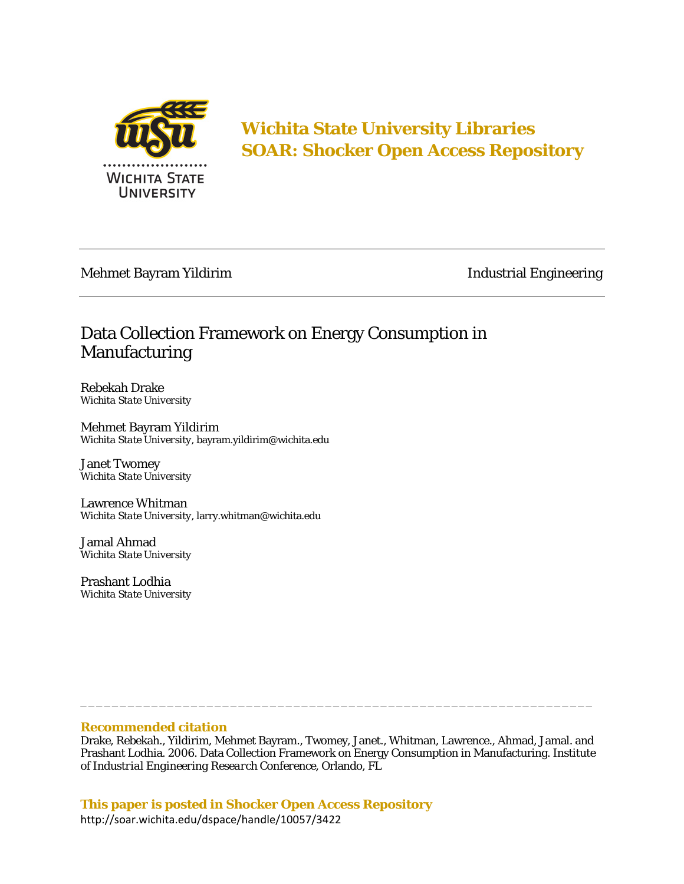**Wichita State University Libraries**
**SOAR: Shocker Open Access Repository**

---

Mehmet Bayram Yildirim | Industrial Engineering

---

# Data Collection Framework on Energy Consumption in Manufacturing

Rebekah Drake
*Wichita State University*

Mehmet Bayram Yildirim
*Wichita State University*, bayram.yildirim@wichita.edu

Janet Twomey
*Wichita State University*

Lawrence Whitman
*Wichita State University*, larry.whitman@wichita.edu

Jamal Ahmad
*Wichita State University*

Prashant Lodhia
*Wichita State University*

---

**Recommended citation**

Drake, Rebekah., Yildirim, Mehmet Bayram., Twomey, Janet., Whitman, Lawrence., Ahmad, Jamal. and Prashant Lodhia. 2006. Data Collection Framework on Energy Consumption in Manufacturing. Institute of Industrial Engineering Research Conference, Orlando, FL

**This paper is posted in Shocker Open Access Repository**

http://soar.wichita.edu/dspace/handle/10057/3422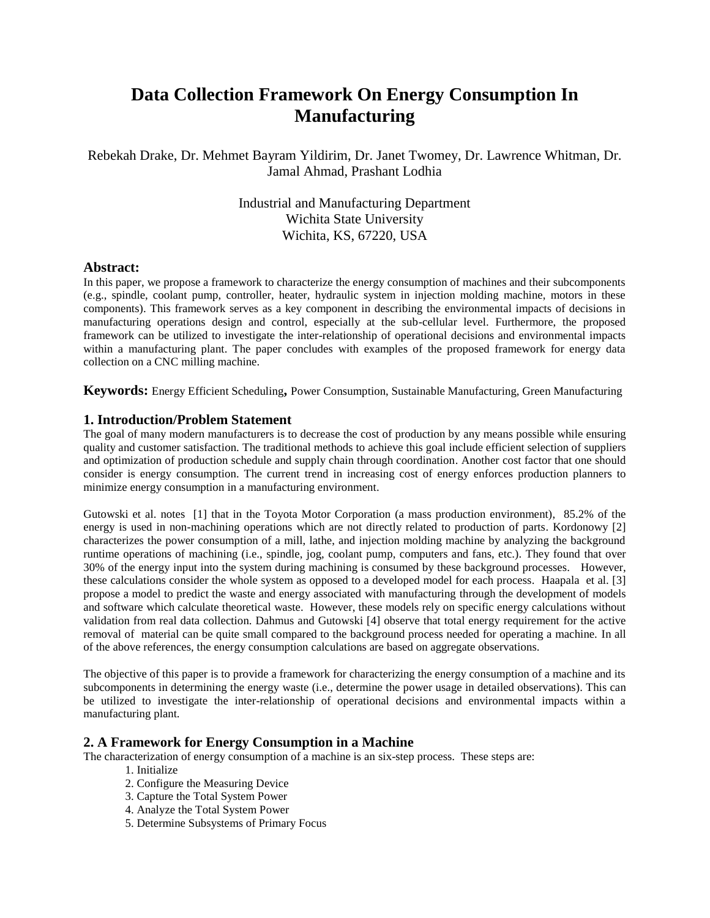# Data Collection Framework On Energy Consumption In Manufacturing

Rebekah Drake, Dr. Mehmet Bayram Yildirim, Dr. Janet Twomey, Dr. Lawrence Whitman, Dr. Jamal Ahmad, Prashant Lodhia

Industrial and Manufacturing Department
Wichita State University
Wichita, KS, 67220, USA

### Abstract:

In this paper, we propose a framework to characterize the energy consumption of machines and their subcomponents (e.g., spindle, coolant pump, controller, heater, hydraulic system in injection molding machine, motors in these components). This framework serves as a key component in describing the environmental impacts of decisions in manufacturing operations design and control, especially at the sub-cellular level. Furthermore, the proposed framework can be utilized to investigate the inter-relationship of operational decisions and environmental impacts within a manufacturing plant. The paper concludes with examples of the proposed framework for energy data collection on a CNC milling machine.

**Keywords:** Energy Efficient Scheduling**,** Power Consumption, Sustainable Manufacturing, Green Manufacturing

## 1. Introduction/Problem Statement

The goal of many modern manufacturers is to decrease the cost of production by any means possible while ensuring quality and customer satisfaction. The traditional methods to achieve this goal include efficient selection of suppliers and optimization of production schedule and supply chain through coordination. Another cost factor that one should consider is energy consumption. The current trend in increasing cost of energy enforces production planners to minimize energy consumption in a manufacturing environment.

Gutowski et al. notes [1] that in the Toyota Motor Corporation (a mass production environment), 85.2% of the energy is used in non-machining operations which are not directly related to production of parts. Kordonowy [2] characterizes the power consumption of a mill, lathe, and injection molding machine by analyzing the background runtime operations of machining (i.e., spindle, jog, coolant pump, computers and fans, etc.). They found that over 30% of the energy input into the system during machining is consumed by these background processes. However, these calculations consider the whole system as opposed to a developed model for each process. Haapala et al. [3] propose a model to predict the waste and energy associated with manufacturing through the development of models and software which calculate theoretical waste. However, these models rely on specific energy calculations without validation from real data collection. Dahmus and Gutowski [4] observe that total energy requirement for the active removal of material can be quite small compared to the background process needed for operating a machine. In all of the above references, the energy consumption calculations are based on aggregate observations.

The objective of this paper is to provide a framework for characterizing the energy consumption of a machine and its subcomponents in determining the energy waste (i.e., determine the power usage in detailed observations). This can be utilized to investigate the inter-relationship of operational decisions and environmental impacts within a manufacturing plant.

## 2. A Framework for Energy Consumption in a Machine

The characterization of energy consumption of a machine is an six-step process. These steps are:

1. Initialize
2. Configure the Measuring Device
3. Capture the Total System Power
4. Analyze the Total System Power
5. Determine Subsystems of Primary Focus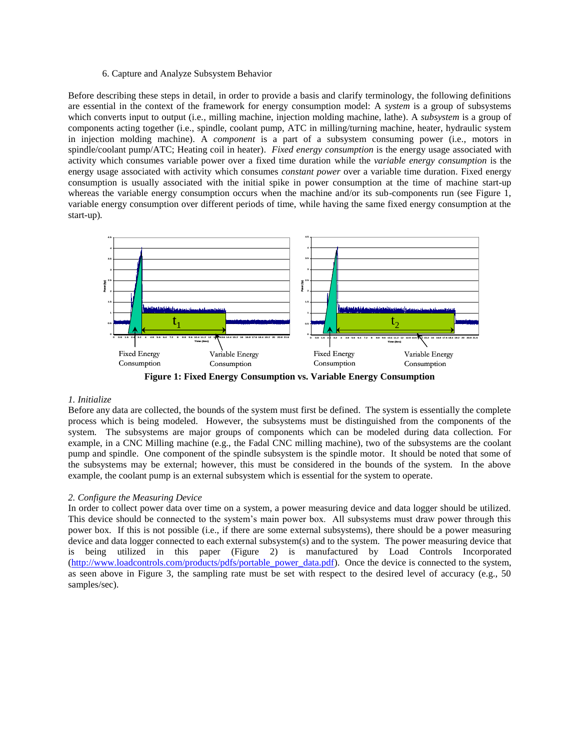6. Capture and Analyze Subsystem Behavior

Before describing these steps in detail, in order to provide a basis and clarify terminology, the following definitions are essential in the context of the framework for energy consumption model: A *system* is a group of subsystems which converts input to output (i.e., milling machine, injection molding machine, lathe). A *subsystem* is a group of components acting together (i.e., spindle, coolant pump, ATC in milling/turning machine, heater, hydraulic system in injection molding machine). A *component* is a part of a subsystem consuming power (i.e., motors in spindle/coolant pump/ATC; Heating coil in heater). *Fixed energy consumption* is the energy usage associated with activity which consumes variable power over a fixed time duration while the *variable energy consumption* is the energy usage associated with activity which consumes *constant power* over a variable time duration. Fixed energy consumption is usually associated with the initial spike in power consumption at the time of machine start-up whereas the variable energy consumption occurs when the machine and/or its sub-components run (see Figure 1, variable energy consumption over different periods of time, while having the same fixed energy consumption at the start-up).

**Figure 1: Fixed Energy Consumption vs. Variable Energy Consumption**

*1. Initialize*

Before any data are collected, the bounds of the system must first be defined. The system is essentially the complete process which is being modeled. However, the subsystems must be distinguished from the components of the system. The subsystems are major groups of components which can be modeled during data collection. For example, in a CNC Milling machine (e.g., the Fadal CNC milling machine), two of the subsystems are the coolant pump and spindle. One component of the spindle subsystem is the spindle motor. It should be noted that some of the subsystems may be external; however, this must be considered in the bounds of the system. In the above example, the coolant pump is an external subsystem which is essential for the system to operate.

*2. Configure the Measuring Device*

In order to collect power data over time on a system, a power measuring device and data logger should be utilized. This device should be connected to the system's main power box. All subsystems must draw power through this power box. If this is not possible (i.e., if there are some external subsystems), there should be a power measuring device and data logger connected to each external subsystem(s) and to the system. The power measuring device that is being utilized in this paper (Figure 2) is manufactured by Load Controls Incorporated (http://www.loadcontrols.com/products/pdfs/portable_power_data.pdf). Once the device is connected to the system, as seen above in Figure 3, the sampling rate must be set with respect to the desired level of accuracy (e.g., 50 samples/sec).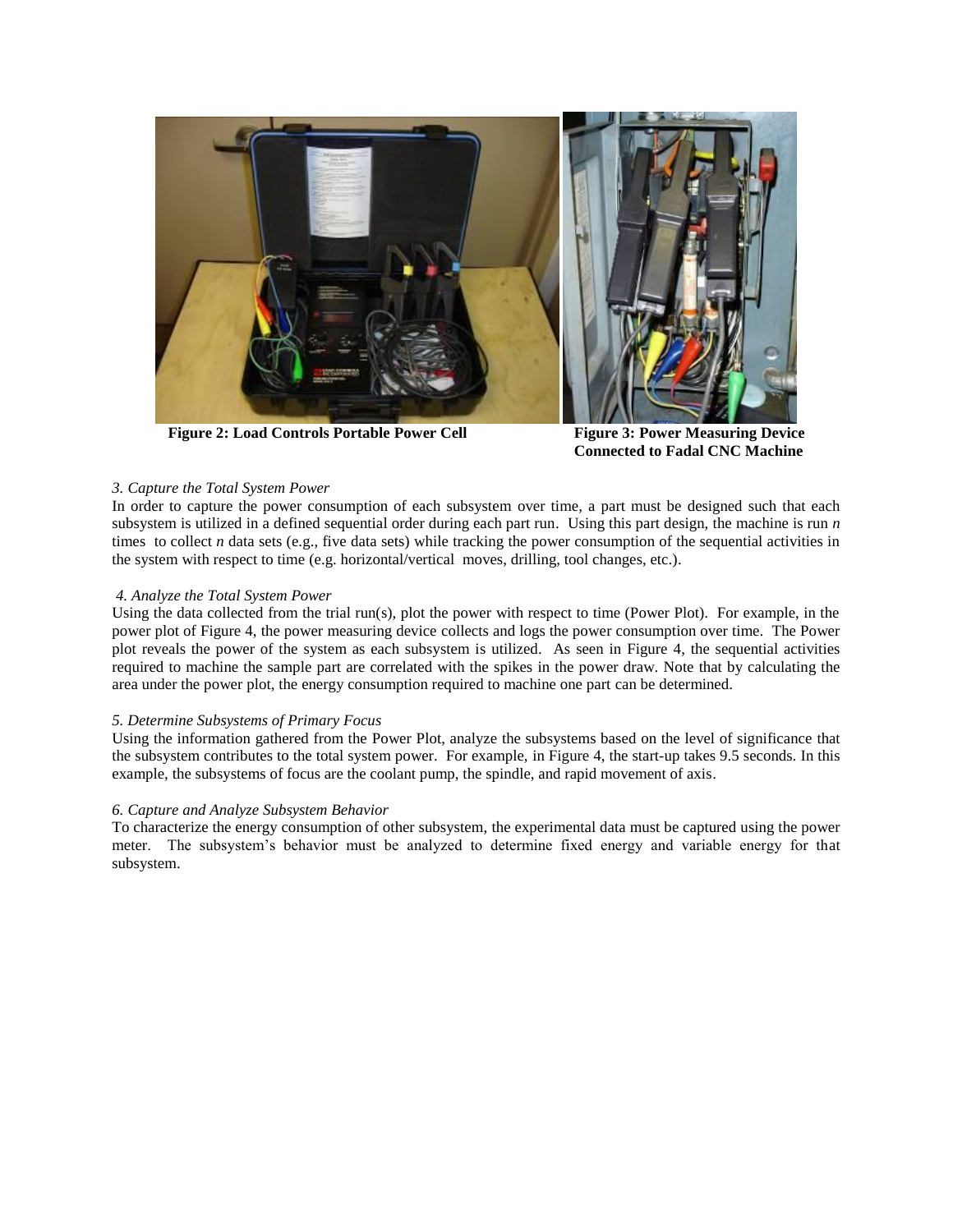**Figure 2: Load Controls Portable Power Cell**

**Figure 3: Power Measuring Device Connected to Fadal CNC Machine**

*3. Capture the Total System Power*

In order to capture the power consumption of each subsystem over time, a part must be designed such that each subsystem is utilized in a defined sequential order during each part run. Using this part design, the machine is run *n* times to collect *n* data sets (e.g., five data sets) while tracking the power consumption of the sequential activities in the system with respect to time (e.g. horizontal/vertical moves, drilling, tool changes, etc.).

*4. Analyze the Total System Power*

Using the data collected from the trial run(s), plot the power with respect to time (Power Plot). For example, in the power plot of Figure 4, the power measuring device collects and logs the power consumption over time. The Power plot reveals the power of the system as each subsystem is utilized. As seen in Figure 4, the sequential activities required to machine the sample part are correlated with the spikes in the power draw. Note that by calculating the area under the power plot, the energy consumption required to machine one part can be determined.

*5. Determine Subsystems of Primary Focus*

Using the information gathered from the Power Plot, analyze the subsystems based on the level of significance that the subsystem contributes to the total system power. For example, in Figure 4, the start-up takes 9.5 seconds. In this example, the subsystems of focus are the coolant pump, the spindle, and rapid movement of axis.

*6. Capture and Analyze Subsystem Behavior*

To characterize the energy consumption of other subsystem, the experimental data must be captured using the power meter. The subsystem's behavior must be analyzed to determine fixed energy and variable energy for that subsystem.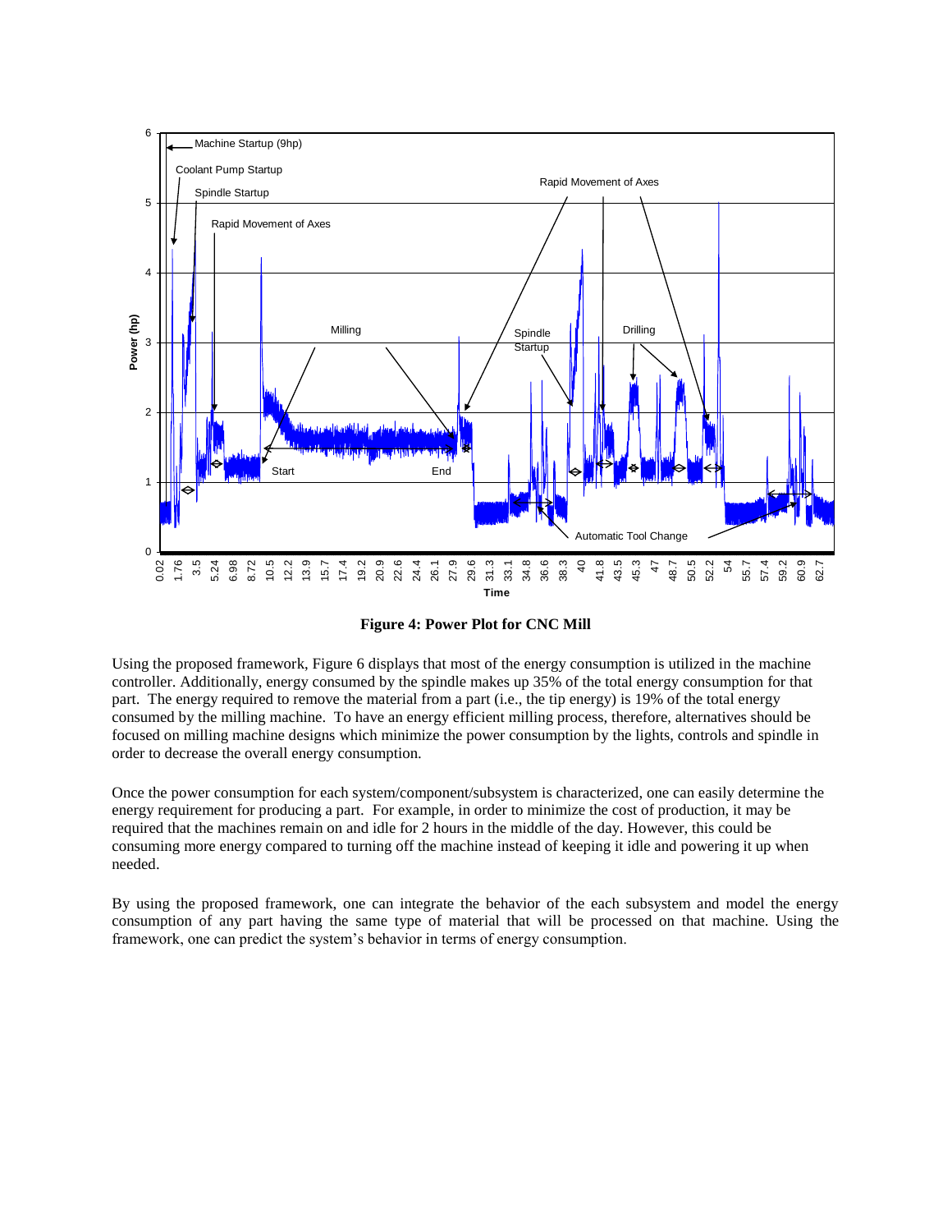**Figure 4: Power Plot for CNC Mill**

Using the proposed framework, Figure 6 displays that most of the energy consumption is utilized in the machine controller. Additionally, energy consumed by the spindle makes up 35% of the total energy consumption for that part. The energy required to remove the material from a part (i.e., the tip energy) is 19% of the total energy consumed by the milling machine. To have an energy efficient milling process, therefore, alternatives should be focused on milling machine designs which minimize the power consumption by the lights, controls and spindle in order to decrease the overall energy consumption.

Once the power consumption for each system/component/subsystem is characterized, one can easily determine the energy requirement for producing a part. For example, in order to minimize the cost of production, it may be required that the machines remain on and idle for 2 hours in the middle of the day. However, this could be consuming more energy compared to turning off the machine instead of keeping it idle and powering it up when needed.

By using the proposed framework, one can integrate the behavior of the each subsystem and model the energy consumption of any part having the same type of material that will be processed on that machine. Using the framework, one can predict the system's behavior in terms of energy consumption.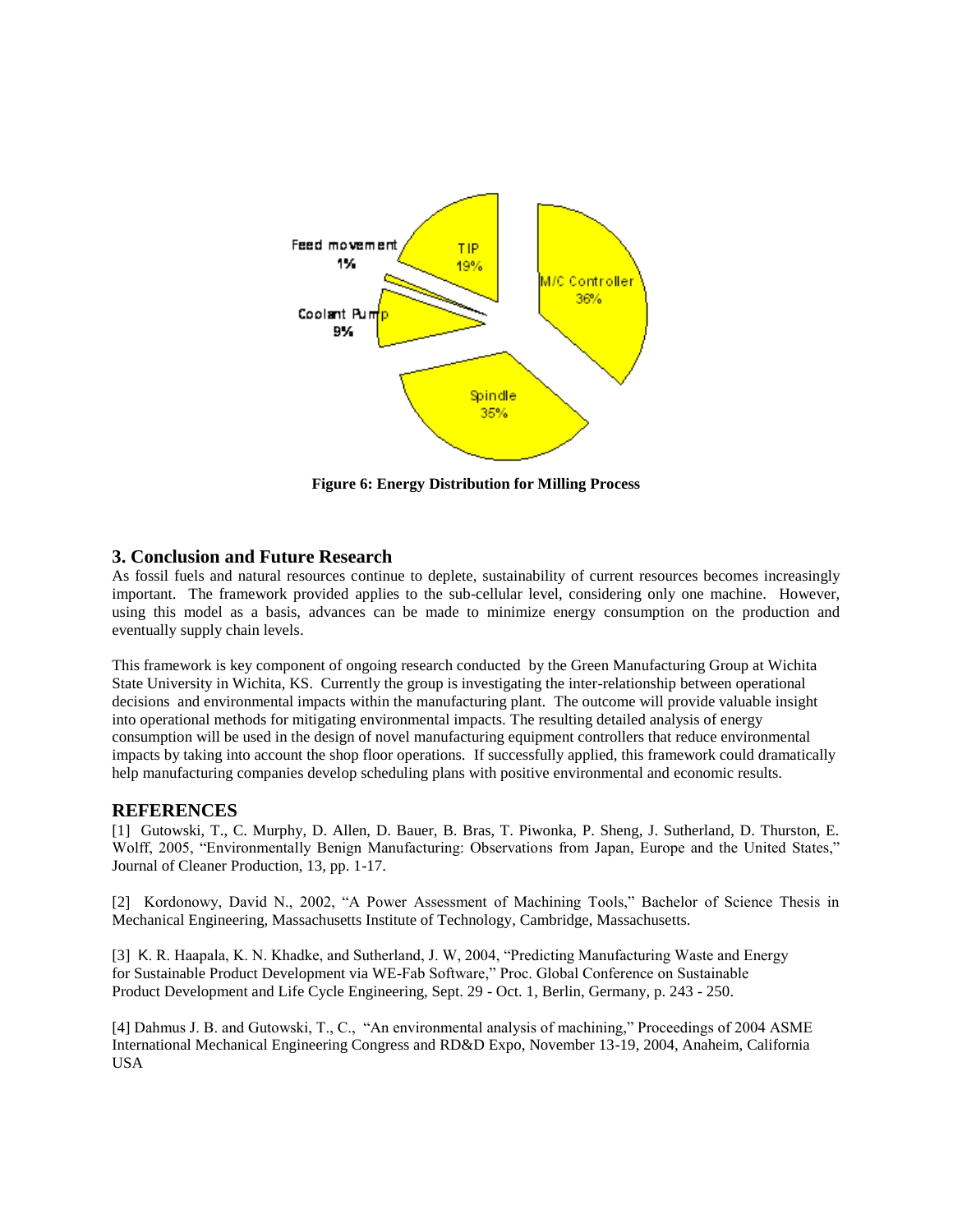Figure 6: Energy Distribution for Milling Process

## 3. Conclusion and Future Research

As fossil fuels and natural resources continue to deplete, sustainability of current resources becomes increasingly important. The framework provided applies to the sub-cellular level, considering only one machine. However, using this model as a basis, advances can be made to minimize energy consumption on the production and eventually supply chain levels.

This framework is key component of ongoing research conducted by the Green Manufacturing Group at Wichita State University in Wichita, KS. Currently the group is investigating the inter-relationship between operational decisions and environmental impacts within the manufacturing plant. The outcome will provide valuable insight into operational methods for mitigating environmental impacts. The resulting detailed analysis of energy consumption will be used in the design of novel manufacturing equipment controllers that reduce environmental impacts by taking into account the shop floor operations. If successfully applied, this framework could dramatically help manufacturing companies develop scheduling plans with positive environmental and economic results.

## REFERENCES

[1] Gutowski, T., C. Murphy, D. Allen, D. Bauer, B. Bras, T. Piwonka, P. Sheng, J. Sutherland, D. Thurston, E. Wolff, 2005, "Environmentally Benign Manufacturing: Observations from Japan, Europe and the United States," Journal of Cleaner Production, 13, pp. 1-17.

[2] Kordonowy, David N., 2002, "A Power Assessment of Machining Tools," Bachelor of Science Thesis in Mechanical Engineering, Massachusetts Institute of Technology, Cambridge, Massachusetts.

[3] K. R. Haapala, K. N. Khadke, and Sutherland, J. W, 2004, "Predicting Manufacturing Waste and Energy for Sustainable Product Development via WE-Fab Software," Proc. Global Conference on Sustainable Product Development and Life Cycle Engineering, Sept. 29 - Oct. 1, Berlin, Germany, p. 243 - 250.

[4] Dahmus J. B. and Gutowski, T., C., "An environmental analysis of machining," Proceedings of 2004 ASME International Mechanical Engineering Congress and RD&D Expo, November 13-19, 2004, Anaheim, California USA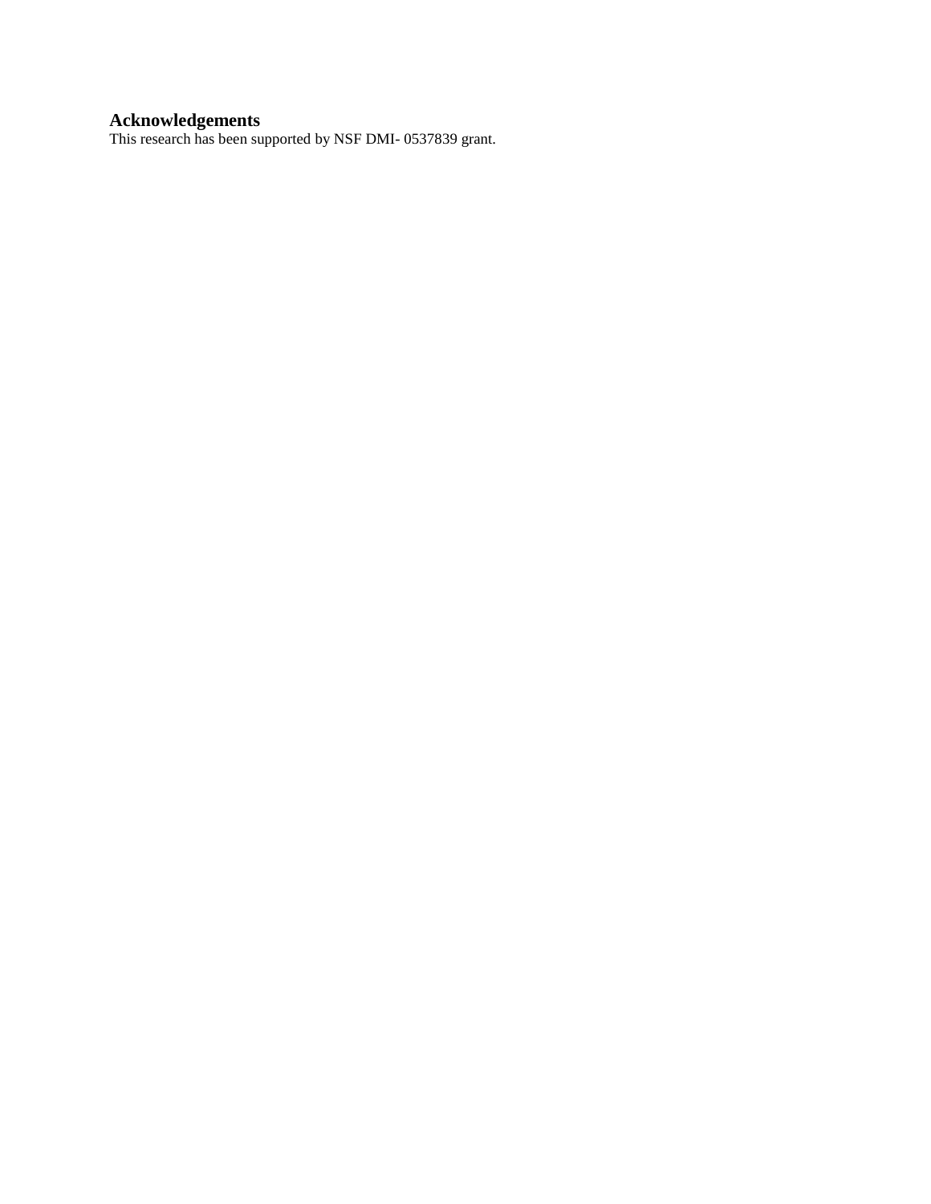## Acknowledgements

This research has been supported by NSF DMI- 0537839 grant.